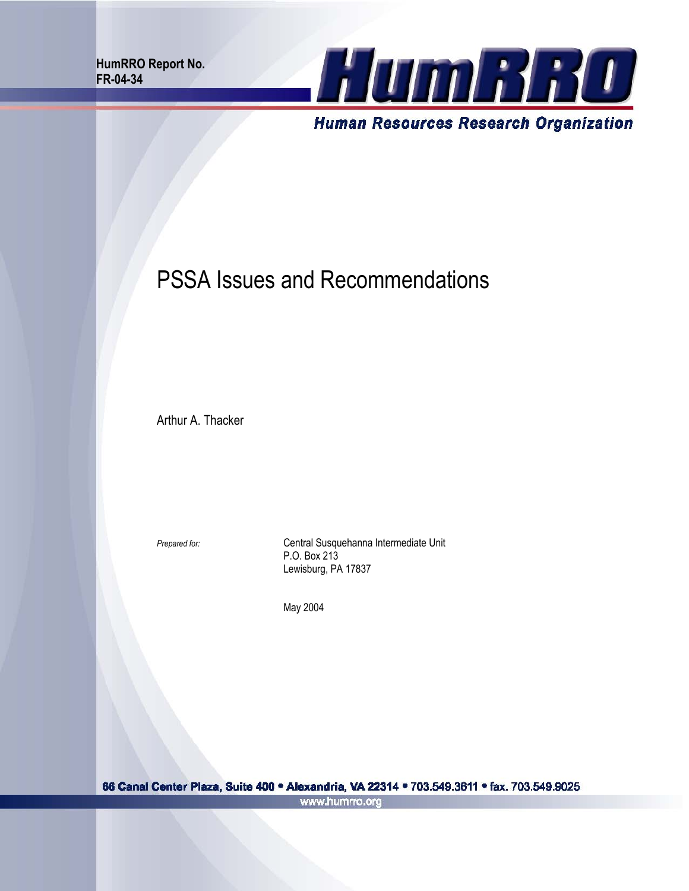HumRRO Report No.
FR-04-34

HumRRO

Human Resources Research Organization

# PSSA Issues and Recommendations

Arthur A. Thacker

*Prepared for:*

Central Susquehanna Intermediate Unit
P.O. Box 213
Lewisburg, PA 17837

May 2004

66 Canal Center Plaza, Suite 400 • Alexandria, VA 22314 • 703.549.3611 • fax. 703.549.9025
www.humrro.org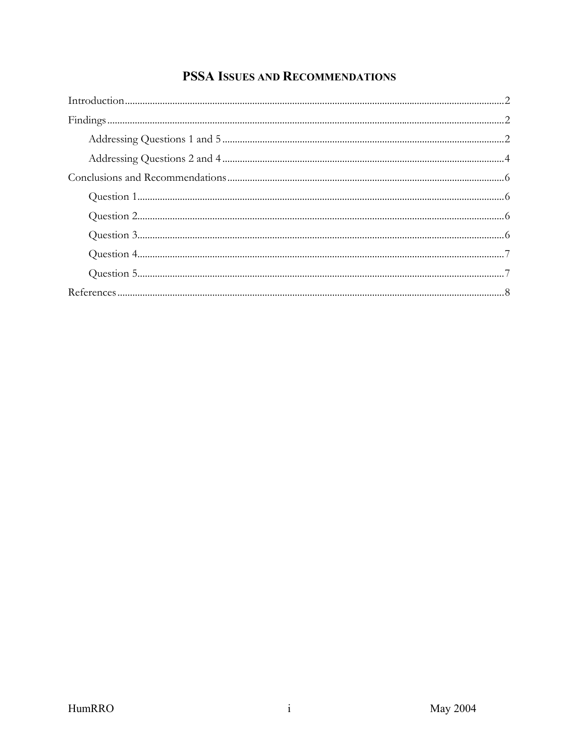# PSSA Issues and Recommendations

Introduction ........................................ 2

Findings ........................................ 2

- Addressing Questions 1 and 5 ........................................ 2
- Addressing Questions 2 and 4 ........................................ 4

Conclusions and Recommendations ........................................ 6

- Question 1 ........................................ 6
- Question 2 ........................................ 6
- Question 3 ........................................ 6
- Question 4 ........................................ 7
- Question 5 ........................................ 7

References ........................................ 8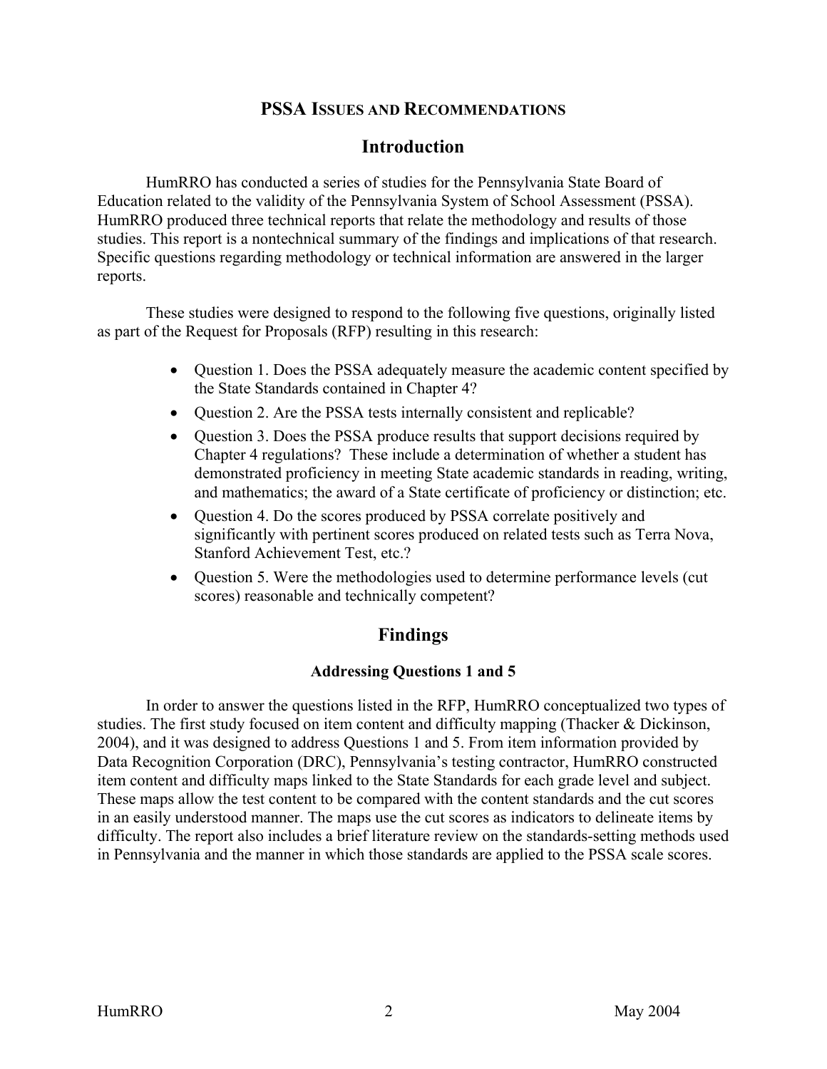# PSSA Issues and Recommendations

## Introduction

HumRRO has conducted a series of studies for the Pennsylvania State Board of Education related to the validity of the Pennsylvania System of School Assessment (PSSA). HumRRO produced three technical reports that relate the methodology and results of those studies. This report is a nontechnical summary of the findings and implications of that research. Specific questions regarding methodology or technical information are answered in the larger reports.

These studies were designed to respond to the following five questions, originally listed as part of the Request for Proposals (RFP) resulting in this research:

- Question 1. Does the PSSA adequately measure the academic content specified by the State Standards contained in Chapter 4?
- Question 2. Are the PSSA tests internally consistent and replicable?
- Question 3. Does the PSSA produce results that support decisions required by Chapter 4 regulations? These include a determination of whether a student has demonstrated proficiency in meeting State academic standards in reading, writing, and mathematics; the award of a State certificate of proficiency or distinction; etc.
- Question 4. Do the scores produced by PSSA correlate positively and significantly with pertinent scores produced on related tests such as Terra Nova, Stanford Achievement Test, etc.?
- Question 5. Were the methodologies used to determine performance levels (cut scores) reasonable and technically competent?

## Findings

### Addressing Questions 1 and 5

In order to answer the questions listed in the RFP, HumRRO conceptualized two types of studies. The first study focused on item content and difficulty mapping (Thacker & Dickinson, 2004), and it was designed to address Questions 1 and 5. From item information provided by Data Recognition Corporation (DRC), Pennsylvania's testing contractor, HumRRO constructed item content and difficulty maps linked to the State Standards for each grade level and subject. These maps allow the test content to be compared with the content standards and the cut scores in an easily understood manner. The maps use the cut scores as indicators to delineate items by difficulty. The report also includes a brief literature review on the standards-setting methods used in Pennsylvania and the manner in which those standards are applied to the PSSA scale scores.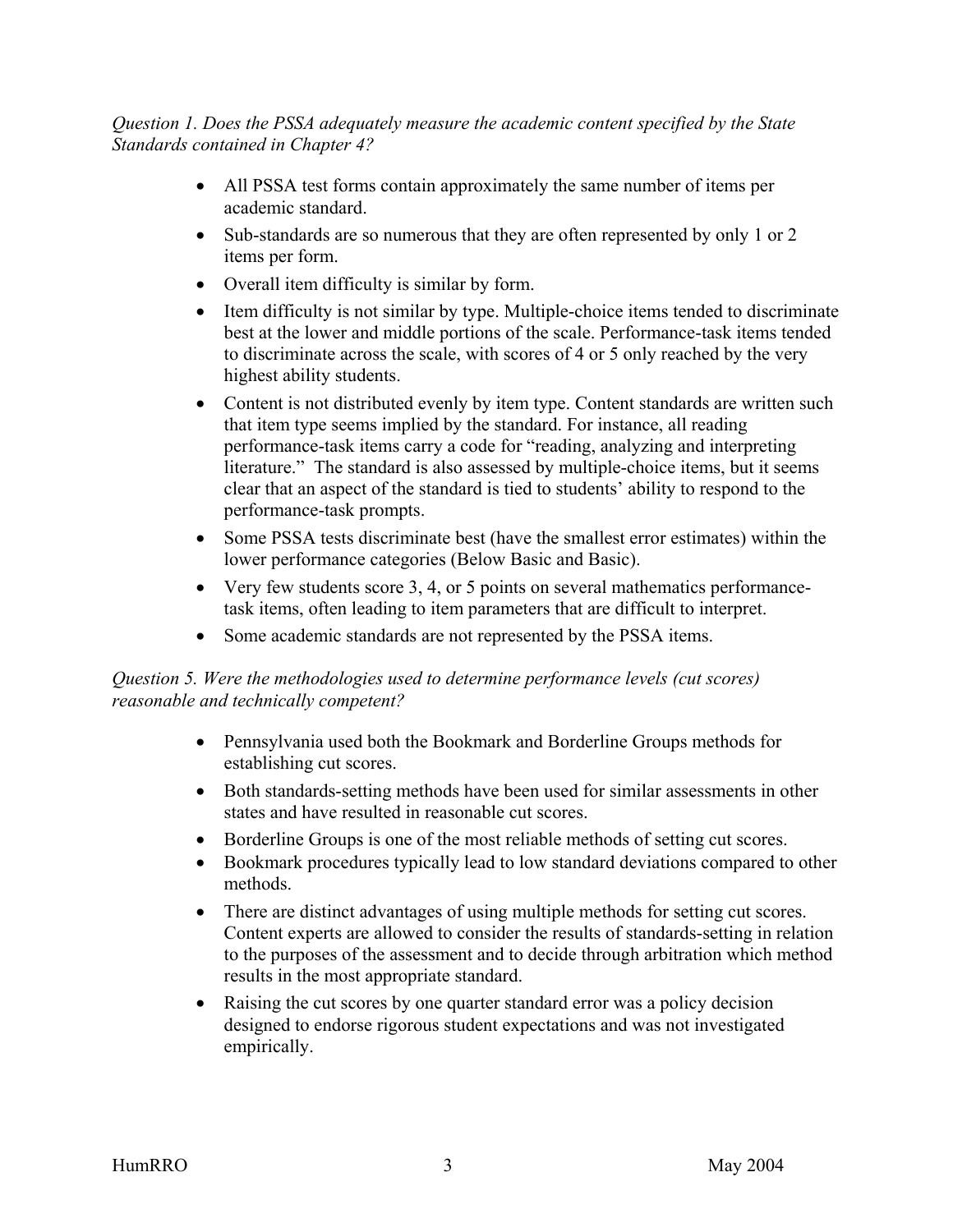*Question 1. Does the PSSA adequately measure the academic content specified by the State Standards contained in Chapter 4?*

- All PSSA test forms contain approximately the same number of items per academic standard.
- Sub-standards are so numerous that they are often represented by only 1 or 2 items per form.
- Overall item difficulty is similar by form.
- Item difficulty is not similar by type. Multiple-choice items tended to discriminate best at the lower and middle portions of the scale. Performance-task items tended to discriminate across the scale, with scores of 4 or 5 only reached by the very highest ability students.
- Content is not distributed evenly by item type. Content standards are written such that item type seems implied by the standard. For instance, all reading performance-task items carry a code for "reading, analyzing and interpreting literature." The standard is also assessed by multiple-choice items, but it seems clear that an aspect of the standard is tied to students' ability to respond to the performance-task prompts.
- Some PSSA tests discriminate best (have the smallest error estimates) within the lower performance categories (Below Basic and Basic).
- Very few students score 3, 4, or 5 points on several mathematics performance-task items, often leading to item parameters that are difficult to interpret.
- Some academic standards are not represented by the PSSA items.

*Question 5. Were the methodologies used to determine performance levels (cut scores) reasonable and technically competent?*

- Pennsylvania used both the Bookmark and Borderline Groups methods for establishing cut scores.
- Both standards-setting methods have been used for similar assessments in other states and have resulted in reasonable cut scores.
- Borderline Groups is one of the most reliable methods of setting cut scores.
- Bookmark procedures typically lead to low standard deviations compared to other methods.
- There are distinct advantages of using multiple methods for setting cut scores. Content experts are allowed to consider the results of standards-setting in relation to the purposes of the assessment and to decide through arbitration which method results in the most appropriate standard.
- Raising the cut scores by one quarter standard error was a policy decision designed to endorse rigorous student expectations and was not investigated empirically.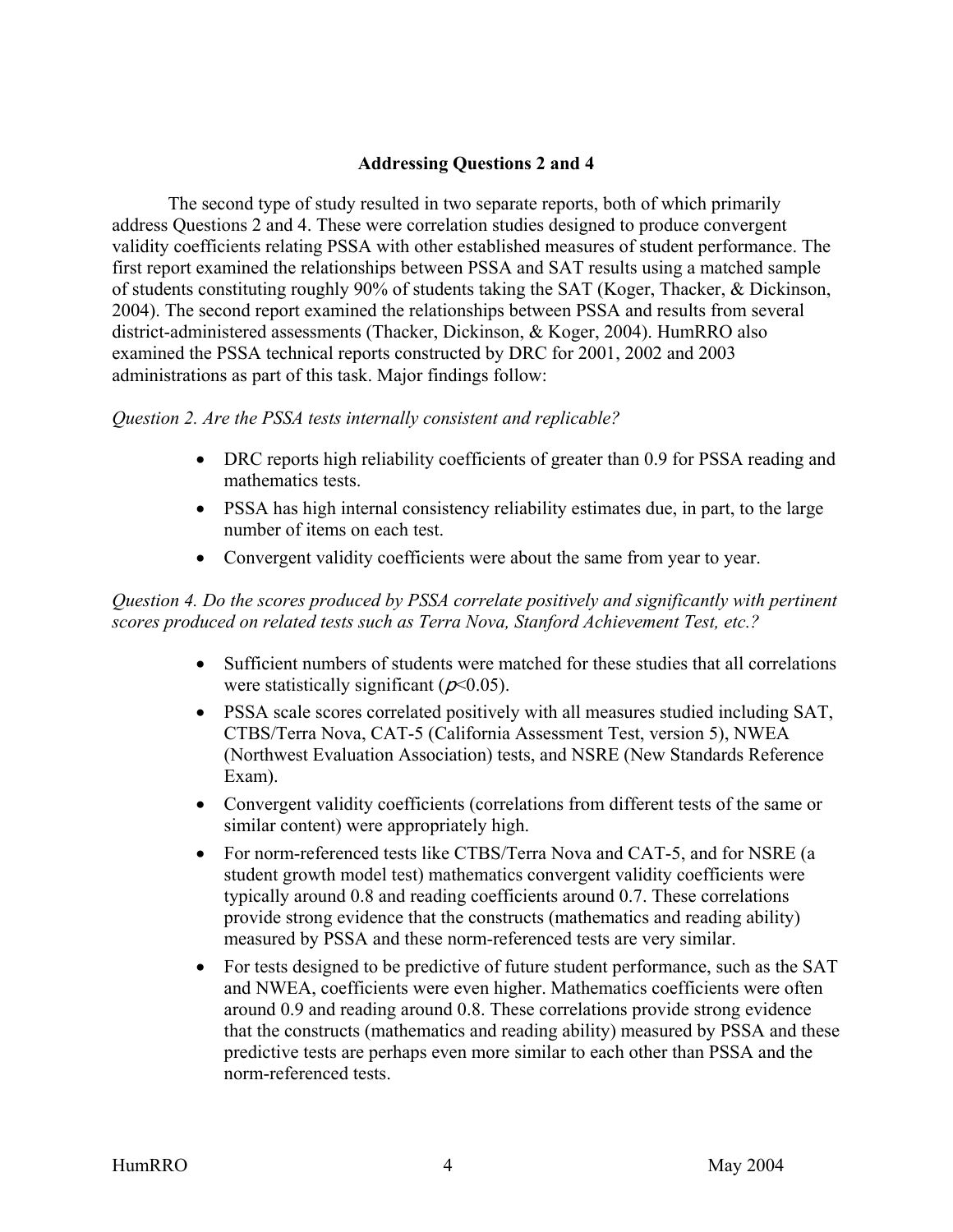## Addressing Questions 2 and 4

The second type of study resulted in two separate reports, both of which primarily address Questions 2 and 4. These were correlation studies designed to produce convergent validity coefficients relating PSSA with other established measures of student performance. The first report examined the relationships between PSSA and SAT results using a matched sample of students constituting roughly 90% of students taking the SAT (Koger, Thacker, & Dickinson, 2004). The second report examined the relationships between PSSA and results from several district-administered assessments (Thacker, Dickinson, & Koger, 2004). HumRRO also examined the PSSA technical reports constructed by DRC for 2001, 2002 and 2003 administrations as part of this task. Major findings follow:

*Question 2. Are the PSSA tests internally consistent and replicable?*

- DRC reports high reliability coefficients of greater than 0.9 for PSSA reading and mathematics tests.
- PSSA has high internal consistency reliability estimates due, in part, to the large number of items on each test.
- Convergent validity coefficients were about the same from year to year.

*Question 4. Do the scores produced by PSSA correlate positively and significantly with pertinent scores produced on related tests such as Terra Nova, Stanford Achievement Test, etc.?*

- Sufficient numbers of students were matched for these studies that all correlations were statistically significant ($p<0.05$).
- PSSA scale scores correlated positively with all measures studied including SAT, CTBS/Terra Nova, CAT-5 (California Assessment Test, version 5), NWEA (Northwest Evaluation Association) tests, and NSRE (New Standards Reference Exam).
- Convergent validity coefficients (correlations from different tests of the same or similar content) were appropriately high.
- For norm-referenced tests like CTBS/Terra Nova and CAT-5, and for NSRE (a student growth model test) mathematics convergent validity coefficients were typically around 0.8 and reading coefficients around 0.7. These correlations provide strong evidence that the constructs (mathematics and reading ability) measured by PSSA and these norm-referenced tests are very similar.
- For tests designed to be predictive of future student performance, such as the SAT and NWEA, coefficients were even higher. Mathematics coefficients were often around 0.9 and reading around 0.8. These correlations provide strong evidence that the constructs (mathematics and reading ability) measured by PSSA and these predictive tests are perhaps even more similar to each other than PSSA and the norm-referenced tests.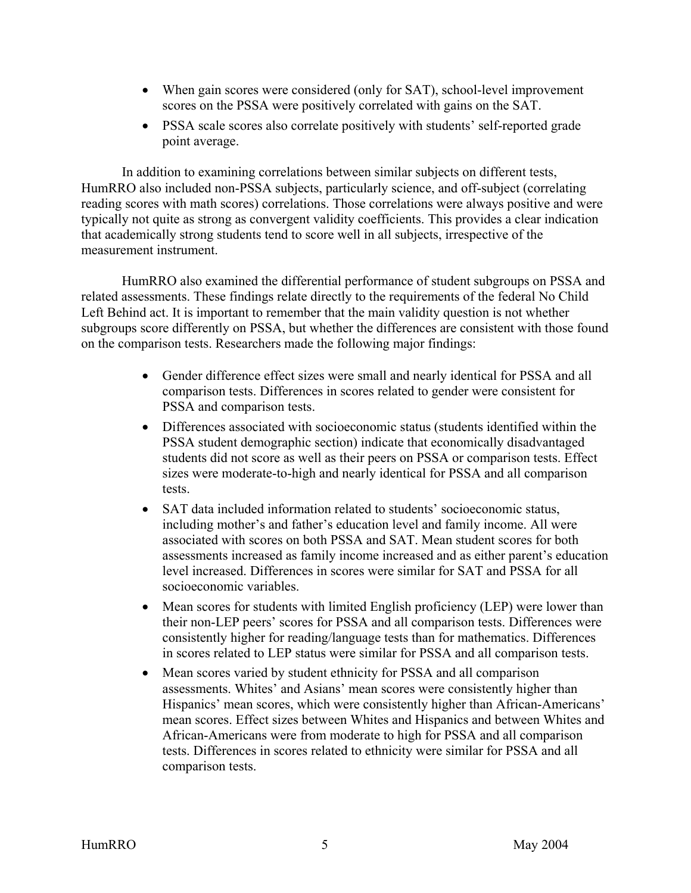- When gain scores were considered (only for SAT), school-level improvement scores on the PSSA were positively correlated with gains on the SAT.
- PSSA scale scores also correlate positively with students' self-reported grade point average.

In addition to examining correlations between similar subjects on different tests, HumRRO also included non-PSSA subjects, particularly science, and off-subject (correlating reading scores with math scores) correlations. Those correlations were always positive and were typically not quite as strong as convergent validity coefficients. This provides a clear indication that academically strong students tend to score well in all subjects, irrespective of the measurement instrument.

HumRRO also examined the differential performance of student subgroups on PSSA and related assessments. These findings relate directly to the requirements of the federal No Child Left Behind act. It is important to remember that the main validity question is not whether subgroups score differently on PSSA, but whether the differences are consistent with those found on the comparison tests. Researchers made the following major findings:

- Gender difference effect sizes were small and nearly identical for PSSA and all comparison tests. Differences in scores related to gender were consistent for PSSA and comparison tests.
- Differences associated with socioeconomic status (students identified within the PSSA student demographic section) indicate that economically disadvantaged students did not score as well as their peers on PSSA or comparison tests. Effect sizes were moderate-to-high and nearly identical for PSSA and all comparison tests.
- SAT data included information related to students' socioeconomic status, including mother's and father's education level and family income. All were associated with scores on both PSSA and SAT. Mean student scores for both assessments increased as family income increased and as either parent's education level increased. Differences in scores were similar for SAT and PSSA for all socioeconomic variables.
- Mean scores for students with limited English proficiency (LEP) were lower than their non-LEP peers' scores for PSSA and all comparison tests. Differences were consistently higher for reading/language tests than for mathematics. Differences in scores related to LEP status were similar for PSSA and all comparison tests.
- Mean scores varied by student ethnicity for PSSA and all comparison assessments. Whites' and Asians' mean scores were consistently higher than Hispanics' mean scores, which were consistently higher than African-Americans' mean scores. Effect sizes between Whites and Hispanics and between Whites and African-Americans were from moderate to high for PSSA and all comparison tests. Differences in scores related to ethnicity were similar for PSSA and all comparison tests.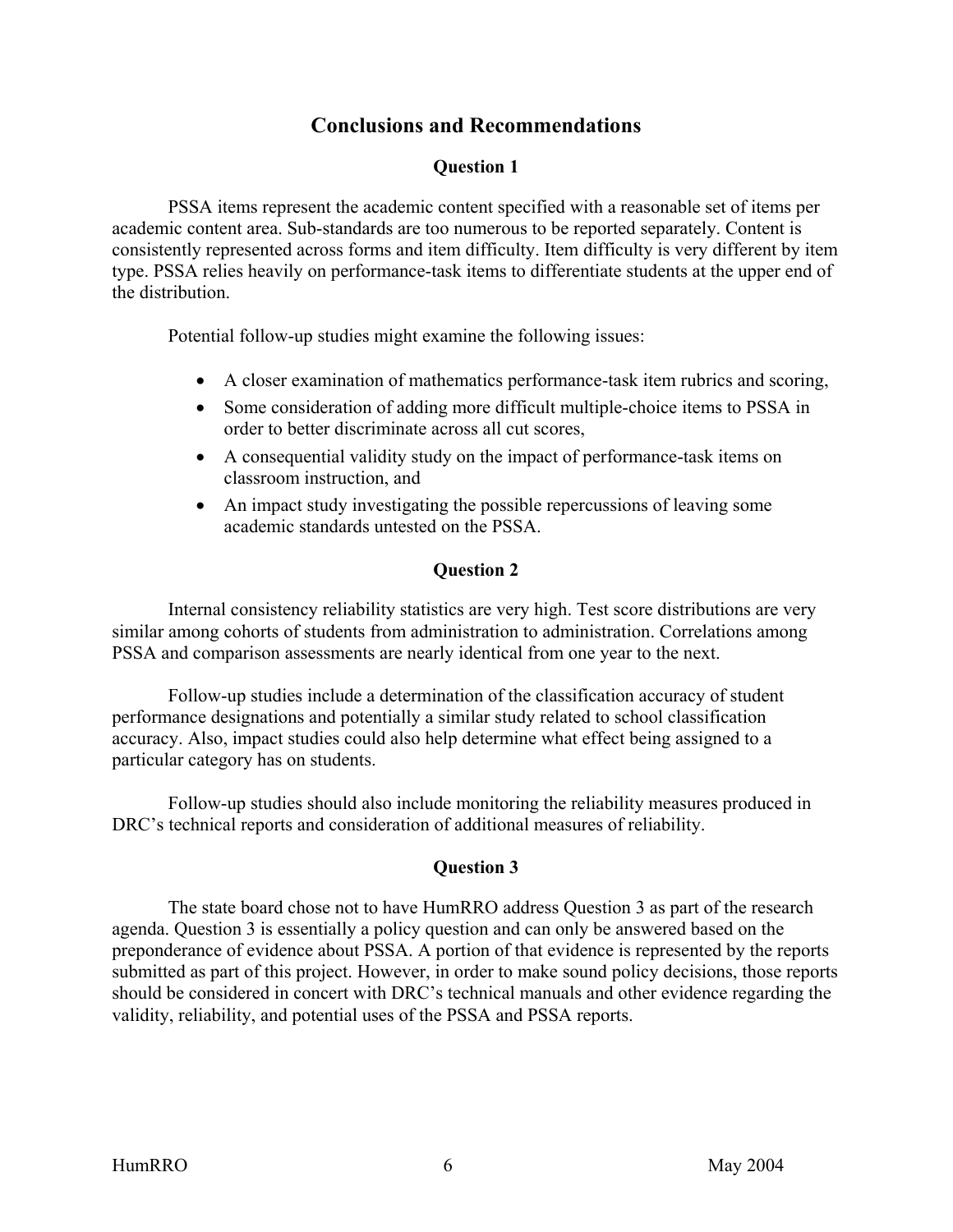## Conclusions and Recommendations

### Question 1

PSSA items represent the academic content specified with a reasonable set of items per academic content area. Sub-standards are too numerous to be reported separately. Content is consistently represented across forms and item difficulty. Item difficulty is very different by item type. PSSA relies heavily on performance-task items to differentiate students at the upper end of the distribution.

Potential follow-up studies might examine the following issues:

- A closer examination of mathematics performance-task item rubrics and scoring,
- Some consideration of adding more difficult multiple-choice items to PSSA in order to better discriminate across all cut scores,
- A consequential validity study on the impact of performance-task items on classroom instruction, and
- An impact study investigating the possible repercussions of leaving some academic standards untested on the PSSA.

### Question 2

Internal consistency reliability statistics are very high. Test score distributions are very similar among cohorts of students from administration to administration. Correlations among PSSA and comparison assessments are nearly identical from one year to the next.

Follow-up studies include a determination of the classification accuracy of student performance designations and potentially a similar study related to school classification accuracy. Also, impact studies could also help determine what effect being assigned to a particular category has on students.

Follow-up studies should also include monitoring the reliability measures produced in DRC's technical reports and consideration of additional measures of reliability.

### Question 3

The state board chose not to have HumRRO address Question 3 as part of the research agenda. Question 3 is essentially a policy question and can only be answered based on the preponderance of evidence about PSSA. A portion of that evidence is represented by the reports submitted as part of this project. However, in order to make sound policy decisions, those reports should be considered in concert with DRC's technical manuals and other evidence regarding the validity, reliability, and potential uses of the PSSA and PSSA reports.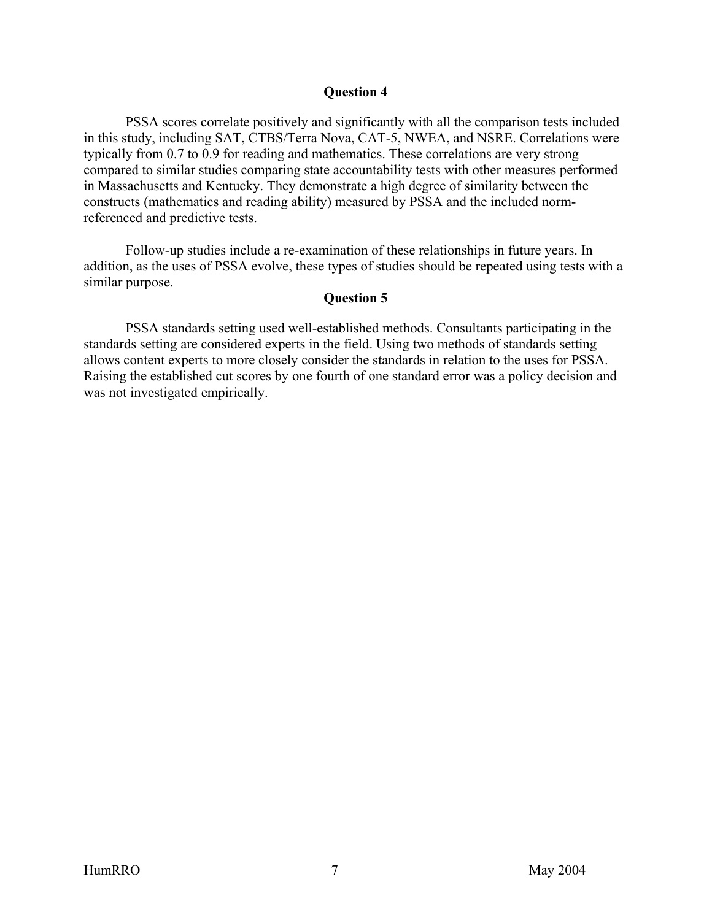### Question 4

PSSA scores correlate positively and significantly with all the comparison tests included in this study, including SAT, CTBS/Terra Nova, CAT-5, NWEA, and NSRE. Correlations were typically from 0.7 to 0.9 for reading and mathematics. These correlations are very strong compared to similar studies comparing state accountability tests with other measures performed in Massachusetts and Kentucky. They demonstrate a high degree of similarity between the constructs (mathematics and reading ability) measured by PSSA and the included norm-referenced and predictive tests.

Follow-up studies include a re-examination of these relationships in future years. In addition, as the uses of PSSA evolve, these types of studies should be repeated using tests with a similar purpose.

### Question 5

PSSA standards setting used well-established methods. Consultants participating in the standards setting are considered experts in the field. Using two methods of standards setting allows content experts to more closely consider the standards in relation to the uses for PSSA. Raising the established cut scores by one fourth of one standard error was a policy decision and was not investigated empirically.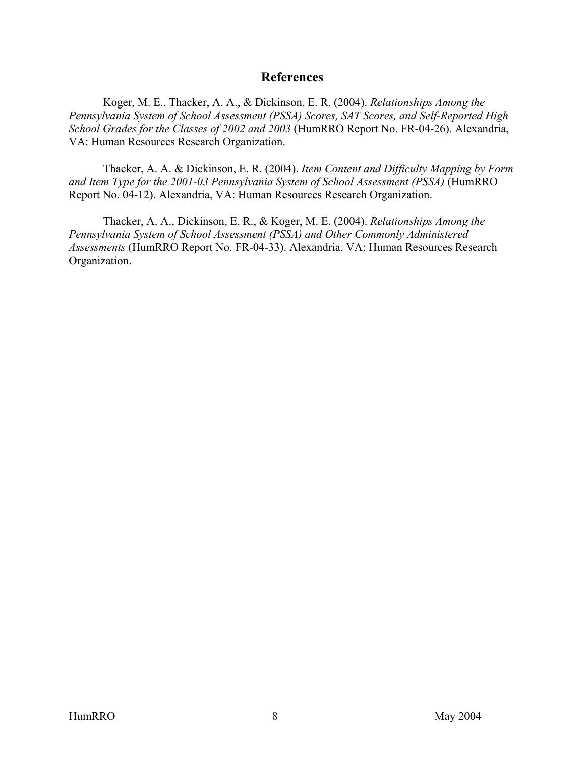# References

Koger, M. E., Thacker, A. A., & Dickinson, E. R. (2004). *Relationships Among the Pennsylvania System of School Assessment (PSSA) Scores, SAT Scores, and Self-Reported High School Grades for the Classes of 2002 and 2003* (HumRRO Report No. FR-04-26). Alexandria, VA: Human Resources Research Organization.

Thacker, A. A. & Dickinson, E. R. (2004). *Item Content and Difficulty Mapping by Form and Item Type for the 2001-03 Pennsylvania System of School Assessment (PSSA)* (HumRRO Report No. 04-12). Alexandria, VA: Human Resources Research Organization.

Thacker, A. A., Dickinson, E. R., & Koger, M. E. (2004). *Relationships Among the Pennsylvania System of School Assessment (PSSA) and Other Commonly Administered Assessments* (HumRRO Report No. FR-04-33). Alexandria, VA: Human Resources Research Organization.